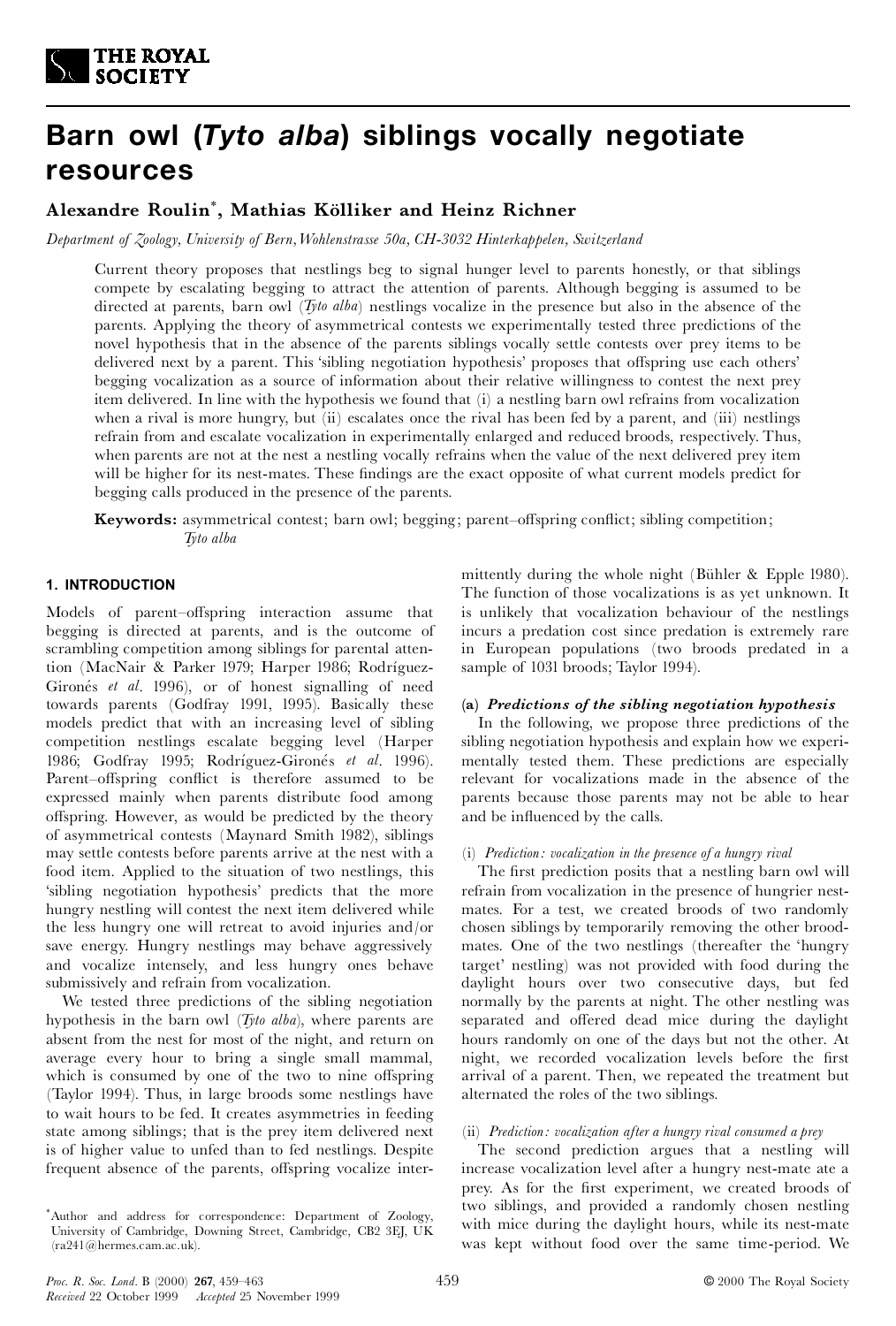# Barn owl (*Tyto alba*) siblings vocally negotiate resources

**Alexandre Roulin*, Mathias Kölliker and Heinz Richner**

*Department of Zoology, University of Bern, Wohlenstrasse 50a, CH-3032 Hinterkappelen, Switzerland*

Current theory proposes that nestlings beg to signal hunger level to parents honestly, or that siblings compete by escalating begging to attract the attention of parents. Although begging is assumed to be directed at parents, barn owl (*Tyto alba*) nestlings vocalize in the presence but also in the absence of the parents. Applying the theory of asymmetrical contests we experimentally tested three predictions of the novel hypothesis that in the absence of the parents siblings vocally settle contests over prey items to be delivered next by a parent. This 'sibling negotiation hypothesis' proposes that offspring use each others' begging vocalization as a source of information about their relative willingness to contest the next prey item delivered. In line with the hypothesis we found that (i) a nestling barn owl refrains from vocalization when a rival is more hungry, but (ii) escalates once the rival has been fed by a parent, and (iii) nestlings refrain from and escalate vocalization in experimentally enlarged and reduced broods, respectively. Thus, when parents are not at the nest a nestling vocally refrains when the value of the next delivered prey item will be higher for its nest-mates. These findings are the exact opposite of what current models predict for begging calls produced in the presence of the parents.

**Keywords:** asymmetrical contest; barn owl; begging; parent–offspring conflict; sibling competition; *Tyto alba*

## 1. INTRODUCTION

Models of parent–offspring interaction assume that begging is directed at parents, and is the outcome of scrambling competition among siblings for parental attention (MacNair & Parker 1979; Harper 1986; Rodríguez-Gironés *et al.* 1996), or of honest signalling of need towards parents (Godfray 1991, 1995). Basically these models predict that with an increasing level of sibling competition nestlings escalate begging level (Harper 1986; Godfray 1995; Rodríguez-Gironés *et al.* 1996). Parent–offspring conflict is therefore assumed to be expressed mainly when parents distribute food among offspring. However, as would be predicted by the theory of asymmetrical contests (Maynard Smith 1982), siblings may settle contests before parents arrive at the nest with a food item. Applied to the situation of two nestlings, this 'sibling negotiation hypothesis' predicts that the more hungry nestling will contest the next item delivered while the less hungry one will retreat to avoid injuries and/or save energy. Hungry nestlings may behave aggressively and vocalize intensely, and less hungry ones behave submissively and refrain from vocalization.

We tested three predictions of the sibling negotiation hypothesis in the barn owl (*Tyto alba*), where parents are absent from the nest for most of the night, and return on average every hour to bring a single small mammal, which is consumed by one of the two to nine offspring (Taylor 1994). Thus, in large broods some nestlings have to wait hours to be fed. It creates asymmetries in feeding state among siblings; that is the prey item delivered next is of higher value to unfed than to fed nestlings. Despite frequent absence of the parents, offspring vocalize intermittently during the whole night (Bühler & Epple 1980). The function of those vocalizations is as yet unknown. It is unlikely that vocalization behaviour of the nestlings incurs a predation cost since predation is extremely rare in European populations (two broods predated in a sample of 1031 broods; Taylor 1994).

### (a) *Predictions of the sibling negotiation hypothesis*

In the following, we propose three predictions of the sibling negotiation hypothesis and explain how we experimentally tested them. These predictions are especially relevant for vocalizations made in the absence of the parents because those parents may not be able to hear and be influenced by the calls.

#### (i) *Prediction: vocalization in the presence of a hungry rival*

The first prediction posits that a nestling barn owl will refrain from vocalization in the presence of hungrier nest-mates. For a test, we created broods of two randomly chosen siblings by temporarily removing the other brood-mates. One of the two nestlings (thereafter the 'hungry target' nestling) was not provided with food during the daylight hours over two consecutive days, but fed normally by the parents at night. The other nestling was separated and offered dead mice during the daylight hours randomly on one of the days but not the other. At night, we recorded vocalization levels before the first arrival of a parent. Then, we repeated the treatment but alternated the roles of the two siblings.

#### (ii) *Prediction: vocalization after a hungry rival consumed a prey*

The second prediction argues that a nestling will increase vocalization level after a hungry nest-mate ate a prey. As for the first experiment, we created broods of two siblings, and provided a randomly chosen nestling with mice during the daylight hours, while its nest-mate was kept without food over the same time-period. We

*Author and address for correspondence: Department of Zoology, University of Cambridge, Downing Street, Cambridge, CB2 3EJ, UK (ra241@hermes.cam.ac.uk).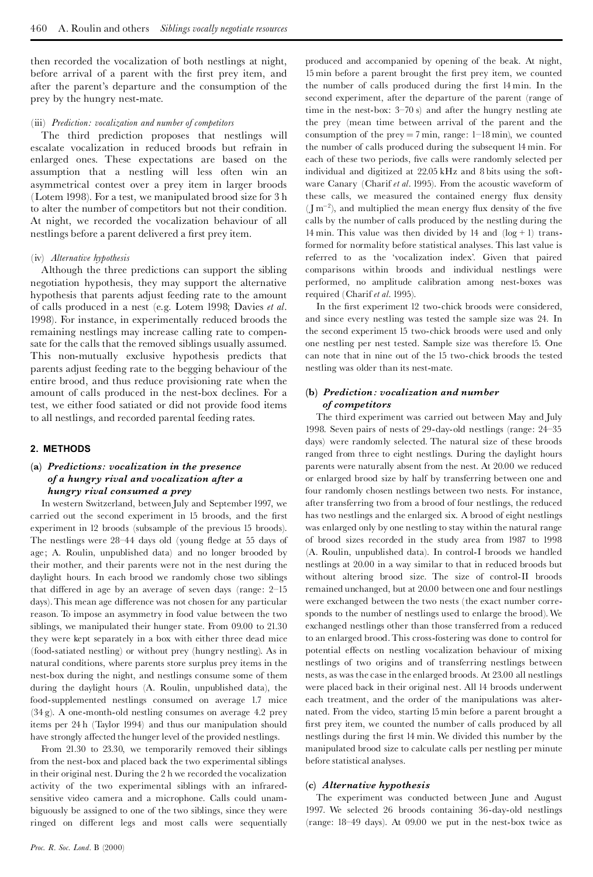then recorded the vocalization of both nestlings at night, before arrival of a parent with the first prey item, and after the parent's departure and the consumption of the prey by the hungry nest-mate.

#### (iii) *Prediction: vocalization and number of competitors*

The third prediction proposes that nestlings will escalate vocalization in reduced broods but refrain in enlarged ones. These expectations are based on the assumption that a nestling will less often win an asymmetrical contest over a prey item in larger broods (Lotem 1998). For a test, we manipulated brood size for 3 h to alter the number of competitors but not their condition. At night, we recorded the vocalization behaviour of all nestlings before a parent delivered a first prey item.

#### (iv) *Alternative hypothesis*

Although the three predictions can support the sibling negotiation hypothesis, they may support the alternative hypothesis that parents adjust feeding rate to the amount of calls produced in a nest (e.g. Lotem 1998; Davies *et al*. 1998). For instance, in experimentally reduced broods the remaining nestlings may increase calling rate to compensate for the calls that the removed siblings usually assumed. This non-mutually exclusive hypothesis predicts that parents adjust feeding rate to the begging behaviour of the entire brood, and thus reduce provisioning rate when the amount of calls produced in the nest-box declines. For a test, we either food satiated or did not provide food items to all nestlings, and recorded parental feeding rates.

## 2. METHODS

### (a) *Predictions: vocalization in the presence of a hungry rival and vocalization after a hungry rival consumed a prey*

In western Switzerland, between July and September 1997, we carried out the second experiment in 15 broods, and the first experiment in 12 broods (subsample of the previous 15 broods). The nestlings were 28–44 days old (young fledge at 55 days of age; A. Roulin, unpublished data) and no longer brooded by their mother, and their parents were not in the nest during the daylight hours. In each brood we randomly chose two siblings that differed in age by an average of seven days (range: 2–15 days). This mean age difference was not chosen for any particular reason. To impose an asymmetry in food value between the two siblings, we manipulated their hunger state. From 09.00 to 21.30 they were kept separately in a box with either three dead mice (food-satiated nestling) or without prey (hungry nestling). As in natural conditions, where parents store surplus prey items in the nest-box during the night, and nestlings consume some of them during the daylight hours (A. Roulin, unpublished data), the food-supplemented nestlings consumed on average 1.7 mice (34 g). A one-month-old nestling consumes on average 4.2 prey items per 24 h (Taylor 1994) and thus our manipulation should have strongly affected the hunger level of the provided nestlings.

From 21.30 to 23.30, we temporarily removed their siblings from the nest-box and placed back the two experimental siblings in their original nest. During the 2 h we recorded the vocalization activity of the two experimental siblings with an infrared-sensitive video camera and a microphone. Calls could unambiguously be assigned to one of the two siblings, since they were ringed on different legs and most calls were sequentially produced and accompanied by opening of the beak. At night, 15 min before a parent brought the first prey item, we counted the number of calls produced during the first 14 min. In the second experiment, after the departure of the parent (range of time in the nest-box: 3–70 s) and after the hungry nestling ate the prey (mean time between arrival of the parent and the consumption of the prey = 7 min, range: 1–18 min), we counted the number of calls produced during the subsequent 14 min. For each of these two periods, five calls were randomly selected per individual and digitized at 22.05 kHz and 8 bits using the software Canary (Charif *et al*. 1995). From the acoustic waveform of these calls, we measured the contained energy flux density ($J\ m^{-2}$), and multiplied the mean energy flux density of the five calls by the number of calls produced by the nestling during the 14 min. This value was then divided by 14 and ($\log + 1$) transformed for normality before statistical analyses. This last value is referred to as the 'vocalization index'. Given that paired comparisons within broods and individual nestlings were performed, no amplitude calibration among nest-boxes was required (Charif *et al*. 1995).

In the first experiment 12 two-chick broods were considered, and since every nestling was tested the sample size was 24. In the second experiment 15 two-chick broods were used and only one nestling per nest tested. Sample size was therefore 15. One can note that in nine out of the 15 two-chick broods the tested nestling was older than its nest-mate.

### (b) *Prediction: vocalization and number of competitors*

The third experiment was carried out between May and July 1998. Seven pairs of nests of 29-day-old nestlings (range: 24–35 days) were randomly selected. The natural size of these broods ranged from three to eight nestlings. During the daylight hours parents were naturally absent from the nest. At 20.00 we reduced or enlarged brood size by half by transferring between one and four randomly chosen nestlings between two nests. For instance, after transferring two from a brood of four nestlings, the reduced has two nestlings and the enlarged six. A brood of eight nestlings was enlarged only by one nestling to stay within the natural range of brood sizes recorded in the study area from 1987 to 1998 (A. Roulin, unpublished data). In control-I broods we handled nestlings at 20.00 in a way similar to that in reduced broods but without altering brood size. The size of control-II broods remained unchanged, but at 20.00 between one and four nestlings were exchanged between the two nests (the exact number corresponds to the number of nestlings used to enlarge the brood). We exchanged nestlings other than those transferred from a reduced to an enlarged brood. This cross-fostering was done to control for potential effects on nestling vocalization behaviour of mixing nestlings of two origins and of transferring nestlings between nests, as was the case in the enlarged broods. At 23.00 all nestlings were placed back in their original nest. All 14 broods underwent each treatment, and the order of the manipulations was alternated. From the video, starting 15 min before a parent brought a first prey item, we counted the number of calls produced by all nestlings during the first 14 min. We divided this number by the manipulated brood size to calculate calls per nestling per minute before statistical analyses.

### (c) *Alternative hypothesis*

The experiment was conducted between June and August 1997. We selected 26 broods containing 36-day-old nestlings (range: 18–49 days). At 09.00 we put in the nest-box twice as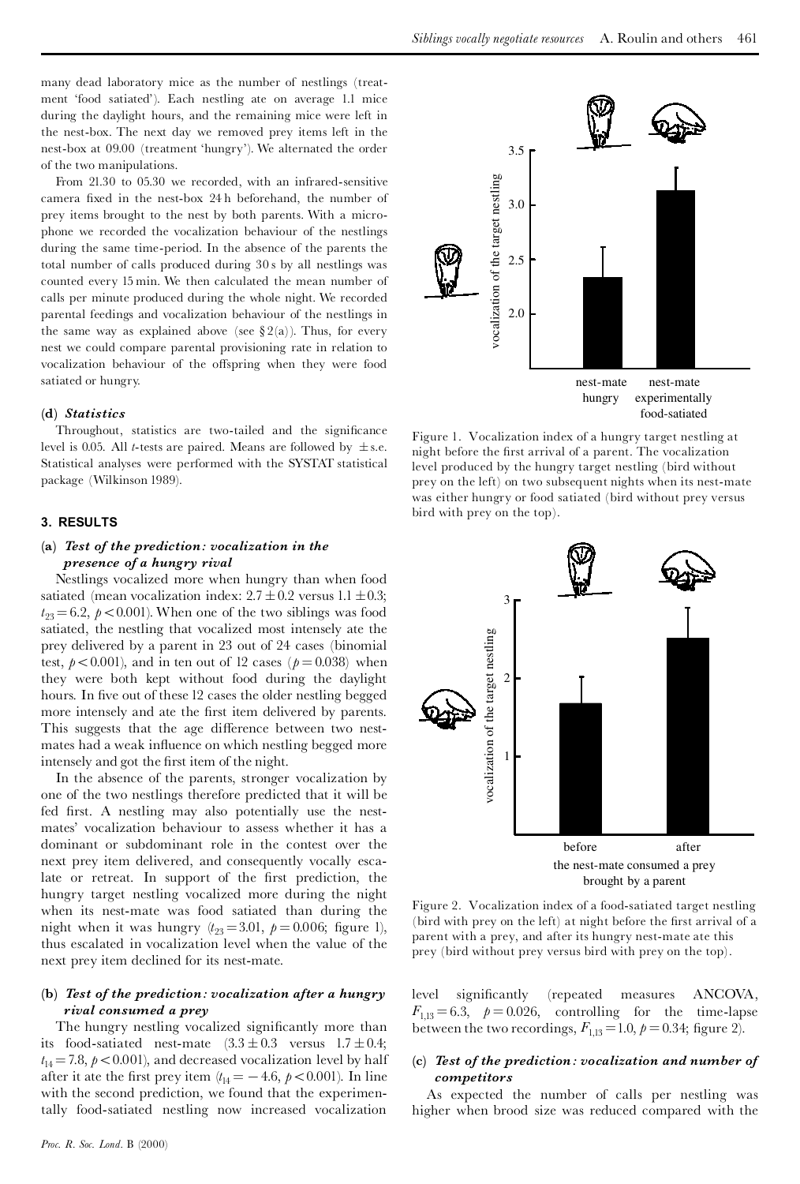many dead laboratory mice as the number of nestlings (treatment 'food satiated'). Each nestling ate on average 1.1 mice during the daylight hours, and the remaining mice were left in the nest-box. The next day we removed prey items left in the nest-box at 09.00 (treatment 'hungry'). We alternated the order of the two manipulations.

From 21.30 to 05.30 we recorded, with an infrared-sensitive camera fixed in the nest-box 24 h beforehand, the number of prey items brought to the nest by both parents. With a microphone we recorded the vocalization behaviour of the nestlings during the same time-period. In the absence of the parents the total number of calls produced during 30 s by all nestlings was counted every 15 min. We then calculated the mean number of calls per minute produced during the whole night. We recorded parental feedings and vocalization behaviour of the nestlings in the same way as explained above (see §2(a)). Thus, for every nest we could compare parental provisioning rate in relation to vocalization behaviour of the offspring when they were food satiated or hungry.

### (d) *Statistics*

Throughout, statistics are two-tailed and the significance level is 0.05. All *t*-tests are paired. Means are followed by ±s.e. Statistical analyses were performed with the SYSTAT statistical package (Wilkinson 1989).

## 3. RESULTS

### (a) *Test of the prediction: vocalization in the presence of a hungry rival*

Nestlings vocalized more when hungry than when food satiated (mean vocalization index: $2.7 \pm 0.2$ versus $1.1 \pm 0.3$; $t_{23} = 6.2$, $p < 0.001$). When one of the two siblings was food satiated, the nestling that vocalized most intensely ate the prey delivered by a parent in 23 out of 24 cases (binomial test, $p < 0.001$), and in ten out of 12 cases ($p = 0.038$) when they were both kept without food during the daylight hours. In five out of these 12 cases the older nestling begged more intensely and ate the first item delivered by parents. This suggests that the age difference between two nestmates had a weak influence on which nestling begged more intensely and got the first item of the night.

In the absence of the parents, stronger vocalization by one of the two nestlings therefore predicted that it will be fed first. A nestling may also potentially use the nestmates' vocalization behaviour to assess whether it has a dominant or subdominant role in the contest over the next prey item delivered, and consequently vocally escalate or retreat. In support of the first prediction, the hungry target nestling vocalized more during the night when its nest-mate was food satiated than during the night when it was hungry ($t_{23} = 3.01$, $p = 0.006$; figure 1), thus escalated in vocalization level when the value of the next prey item declined for its nest-mate.

### (b) *Test of the prediction: vocalization after a hungry rival consumed a prey*

The hungry nestling vocalized significantly more than its food-satiated nest-mate ($3.3 \pm 0.3$ versus $1.7 \pm 0.4$; $t_{14} = 7.8$, $p < 0.001$), and decreased vocalization level by half after it ate the first prey item ($t_{14} = -4.6$, $p < 0.001$). In line with the second prediction, we found that the experimentally food-satiated nestling now increased vocalization level significantly (repeated measures ANCOVA, $F_{1,13} = 6.3$, $p = 0.026$, controlling for the time-lapse between the two recordings, $F_{1,13} = 1.0$, $p = 0.34$; figure 2).

Figure 1. Vocalization index of a hungry target nestling at night before the first arrival of a parent. The vocalization level produced by the hungry target nestling (bird without prey on the left) on two subsequent nights when its nest-mate was either hungry or food satiated (bird without prey versus bird with prey on the top).

Figure 2. Vocalization index of a food-satiated target nestling (bird with prey on the left) at night before the first arrival of a parent with a prey, and after its hungry nest-mate ate this prey (bird without prey versus bird with prey on the top).

### (c) *Test of the prediction: vocalization and number of competitors*

As expected the number of calls per nestling was higher when brood size was reduced compared with the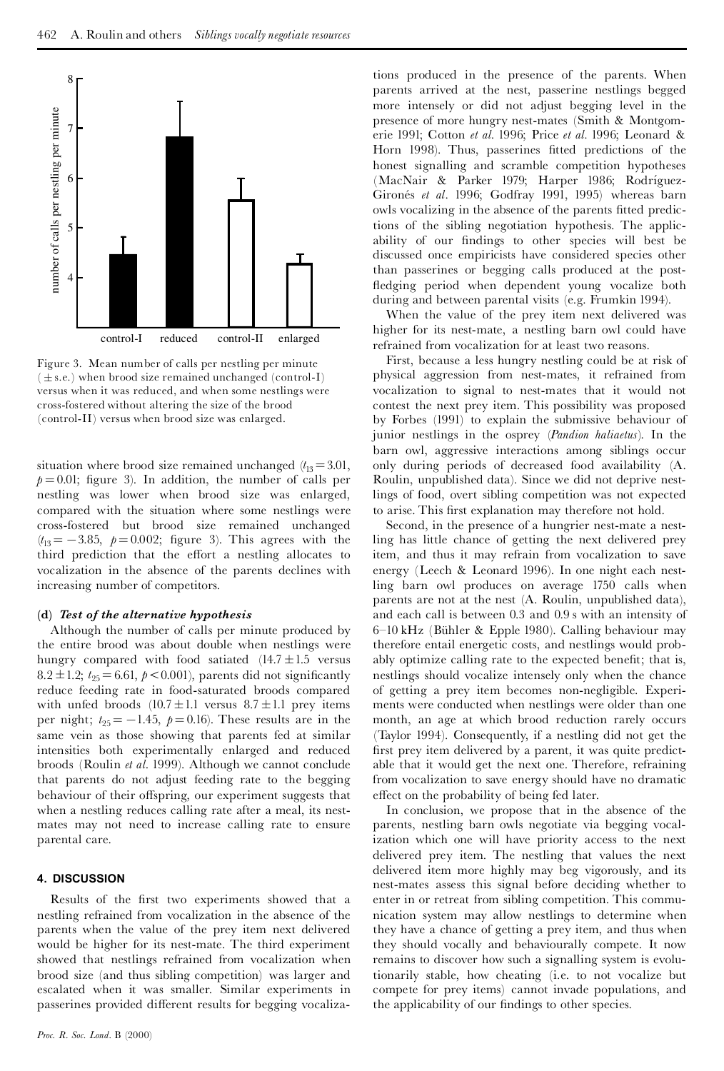Figure 3. Mean number of calls per nestling per minute ($\pm$ s.e.) when brood size remained unchanged (control-I) versus when it was reduced, and when some nestlings were cross-fostered without altering the size of the brood (control-II) versus when brood size was enlarged.

situation where brood size remained unchanged ($t_{13} = 3.01$, $p = 0.01$; figure 3). In addition, the number of calls per nestling was lower when brood size was enlarged, compared with the situation where some nestlings were cross-fostered but brood size remained unchanged ($t_{13} = -3.85$, $p = 0.002$; figure 3). This agrees with the third prediction that the effort a nestling allocates to vocalization in the absence of the parents declines with increasing number of competitors.

### (d) *Test of the alternative hypothesis*

Although the number of calls per minute produced by the entire brood was about double when nestlings were hungry compared with food satiated ($14.7 \pm 1.5$ versus $8.2 \pm 1.2$; $t_{25} = 6.61$, $p < 0.001$), parents did not significantly reduce feeding rate in food-saturated broods compared with unfed broods ($10.7 \pm 1.1$ versus $8.7 \pm 1.1$ prey items per night; $t_{25} = -1.45$, $p = 0.16$). These results are in the same vein as those showing that parents fed at similar intensities both experimentally enlarged and reduced broods (Roulin *et al*. 1999). Although we cannot conclude that parents do not adjust feeding rate to the begging behaviour of their offspring, our experiment suggests that when a nestling reduces calling rate after a meal, its nest-mates may not need to increase calling rate to ensure parental care.

## 4. DISCUSSION

Results of the first two experiments showed that a nestling refrained from vocalization in the absence of the parents when the value of the prey item next delivered would be higher for its nest-mate. The third experiment showed that nestlings refrained from vocalization when brood size (and thus sibling competition) was larger and escalated when it was smaller. Similar experiments in passerines provided different results for begging vocalizations produced in the presence of the parents. When parents arrived at the nest, passerine nestlings begged more intensely or did not adjust begging level in the presence of more hungry nest-mates (Smith & Montgomerie 1991; Cotton *et al*. 1996; Price *et al*. 1996; Leonard & Horn 1998). Thus, passerines fitted predictions of the honest signalling and scramble competition hypotheses (MacNair & Parker 1979; Harper 1986; Rodríguez-Gironés *et al*. 1996; Godfray 1991, 1995) whereas barn owls vocalizing in the absence of the parents fitted predictions of the sibling negotiation hypothesis. The applicability of our findings to other species will best be discussed once empiricists have considered species other than passerines or begging calls produced at the post-fledging period when dependent young vocalize both during and between parental visits (e.g. Frumkin 1994).

When the value of the prey item next delivered was higher for its nest-mate, a nestling barn owl could have refrained from vocalization for at least two reasons.

First, because a less hungry nestling could be at risk of physical aggression from nest-mates, it refrained from vocalization to signal to nest-mates that it would not contest the next prey item. This possibility was proposed by Forbes (1991) to explain the submissive behaviour of junior nestlings in the osprey (*Pandion haliaetus*). In the barn owl, aggressive interactions among siblings occur only during periods of decreased food availability (A. Roulin, unpublished data). Since we did not deprive nestlings of food, overt sibling competition was not expected to arise. This first explanation may therefore not hold.

Second, in the presence of a hungrier nest-mate a nestling has little chance of getting the next delivered prey item, and thus it may refrain from vocalization to save energy (Leech & Leonard 1996). In one night each nestling barn owl produces on average 1750 calls when parents are not at the nest (A. Roulin, unpublished data), and each call is between 0.3 and 0.9 s with an intensity of 6–10 kHz (Bühler & Epple 1980). Calling behaviour may therefore entail energetic costs, and nestlings would probably optimize calling rate to the expected benefit; that is, nestlings should vocalize intensely only when the chance of getting a prey item becomes non-negligible. Experiments were conducted when nestlings were older than one month, an age at which brood reduction rarely occurs (Taylor 1994). Consequently, if a nestling did not get the first prey item delivered by a parent, it was quite predictable that it would get the next one. Therefore, refraining from vocalization to save energy should have no dramatic effect on the probability of being fed later.

In conclusion, we propose that in the absence of the parents, nestling barn owls negotiate via begging vocalization which one will have priority access to the next delivered prey item. The nestling that values the next delivered item more highly may beg vigorously, and its nest-mates assess this signal before deciding whether to enter in or retreat from sibling competition. This communication system may allow nestlings to determine when they have a chance of getting a prey item, and thus when they should vocally and behaviourally compete. It now remains to discover how such a signalling system is evolutionarily stable, how cheating (i.e. to not vocalize but compete for prey items) cannot invade populations, and the applicability of our findings to other species.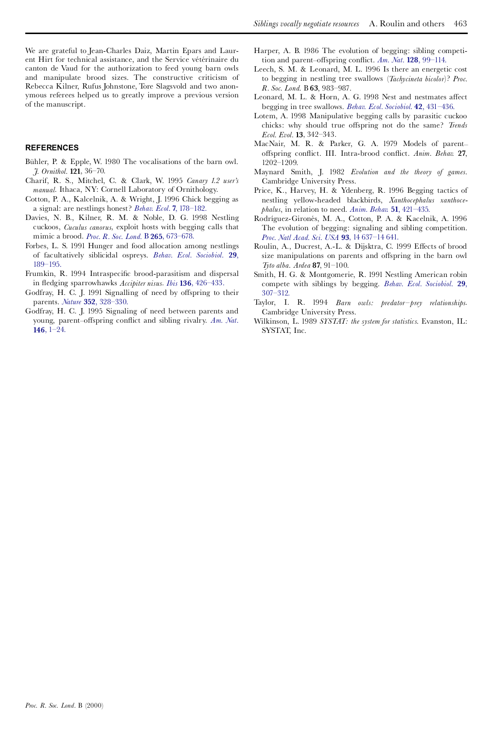We are grateful to Jean-Charles Daiz, Martin Epars and Laurent Hirt for technical assistance, and the Service vétérinaire du canton de Vaud for the authorization to feed young barn owls and manipulate brood sizes. The constructive criticism of Rebecca Kilner, Rufus Johnstone, Tore Slagsvold and two anonymous referees helped us to greatly improve a previous version of the manuscript.

## REFERENCES

Bühler, P. & Epple, W. 1980 The vocalisations of the barn owl. *J. Ornithol.* **121**, 36–70.

Charif, R. S., Mitchel, C. & Clark, W. 1995 *Canary 1.2 user's manual*. Ithaca, NY: Cornell Laboratory of Ornithology.

Cotton, P. A., Kalcelnik, A. & Wright, J. 1996 Chick begging as a signal: are nestlings honest? *Behav. Ecol.* **7**, 178–182.

Davies, N. B., Kilner, R. M. & Noble, D. G. 1998 Nestling cuckoos, *Cuculus canorus*, exploit hosts with begging calls that mimic a brood. *Proc. R. Soc. Lond.* B **265**, 673–678.

Forbes, L. S. 1991 Hunger and food allocation among nestlings of facultatively siblicidal ospreys. *Behav. Ecol. Sociobiol.* **29**, 189–195.

Frumkin, R. 1994 Intraspecific brood-parasitism and dispersal in fledging sparrowhawks *Accipiter nisus*. *Ibis* **136**, 426–433.

Godfray, H. C. J. 1991 Signalling of need by offspring to their parents. *Nature* **352**, 328–330.

Godfray, H. C. J. 1995 Signaling of need between parents and young, parent–offspring conflict and sibling rivalry. *Am. Nat.* **146**, 1–24.

Harper, A. B. 1986 The evolution of begging: sibling competition and parent–offspring conflict. *Am. Nat.* **128**, 99–114.

Leech, S. M. & Leonard, M. L. 1996 Is there an energetic cost to begging in nestling tree swallows (*Tachycineta bicolor*)? *Proc. R. Soc. Lond.* B **63**, 983–987.

Leonard, M. L. & Horn, A. G. 1998 Nest and nestmates affect begging in tree swallows. *Behav. Ecol. Sociobiol.* **42**, 431–436.

Lotem, A. 1998 Manipulative begging calls by parasitic cuckoo chicks: why should true offspring not do the same? *Trends Ecol. Evol.* **13**, 342–343.

MacNair, M. R. & Parker, G. A. 1979 Models of parent–offspring conflict. III. Intra-brood conflict. *Anim. Behav.* **27**, 1202–1209.

Maynard Smith, J. 1982 *Evolution and the theory of games*. Cambridge University Press.

Price, K., Harvey, H. & Ydenberg, R. 1996 Begging tactics of nestling yellow-headed blackbirds, *Xanthocephalus xanthocephalus*, in relation to need. *Anim. Behav.* **51**, 421–435.

Rodríguez-Gironés, M. A., Cotton, P. A. & Kacelnik, A. 1996 The evolution of begging: signaling and sibling competition. *Proc. Natl Acad. Sci. USA* **93**, 14 637–14 641.

Roulin, A., Ducrest, A.-L. & Dijsktra, C. 1999 Effects of brood size manipulations on parents and offspring in the barn owl *Tyto alba*. *Ardea* **87**, 91–100.

Smith, H. G. & Montgomerie, R. 1991 Nestling American robin compete with siblings by begging. *Behav. Ecol. Sociobiol.* **29**, 307–312.

Taylor, I. R. 1994 *Barn owls: predator–prey relationships*. Cambridge University Press.

Wilkinson, L. 1989 *SYSTAT: the system for statistics*. Evanston, IL: SYSTAT, Inc.